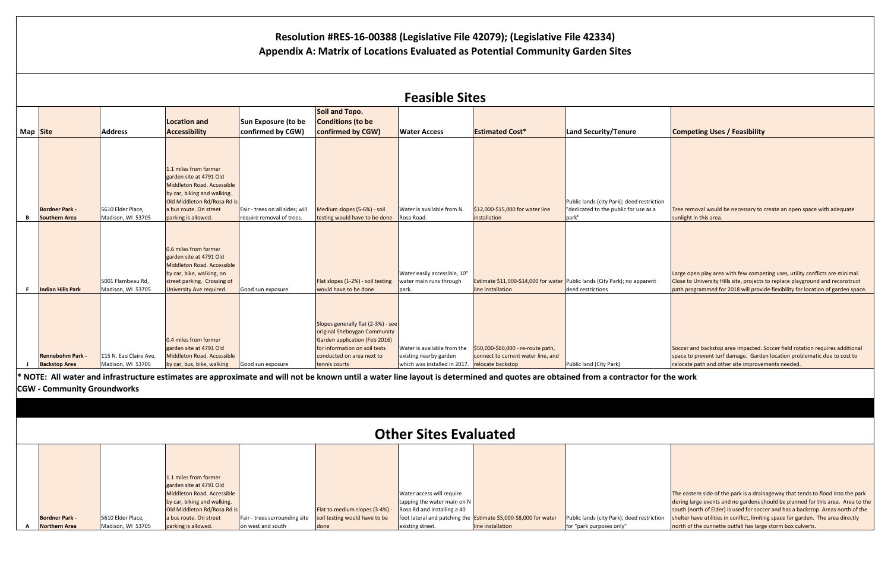# Resolution #RES-16-00388 (Legislative File 42079); (Legislative File 42334)

## Appendix A: Matrix of Locations Evaluated as Potential Community Garden Sites

## Feasible Sites

| Map | Site | Address | Location and Accessibility | Sun Exposure (to be confirmed by CGW) | Soil and Topo. Conditions (to be confirmed by CGW) | Water Access | Estimated Cost* | Land Security/Tenure | Competing Uses / Feasibility |
|---|---|---|---|---|---|---|---|---|---|
| B | **Bordner Park - Southern Area** | 5610 Elder Place, Madison, WI 53705 | 1.1 miles from former garden site at 4791 Old Middleton Road. Accessible by car, biking and walking. Old Middleton Rd/Rosa Rd is a bus route. On street parking is allowed. | Fair - trees on all sides; will require removal of trees. | Medium slopes (5-6%) - soil testing would have to be done | Water is available from N. Rosa Road. | $12,000-$15,000 for water line installation | Public lands (city Park); deed restriction "dedicated to the public for use as a park" | Tree removal would be necessary to create an open space with adequate sunlight in this area. |
| F | **Indian Hills Park** | 5001 Flambeau Rd, Madison, WI 53705 | 0.6 miles from former garden site at 4791 Old Middleton Road. Accessible by car, bike, walking, on street parking. Crossing of University Ave required. | Good sun exposure | Flat slopes (1-2%) - soil testing would have to be done | Water easily accessible, 10" water main runs through park. | Estimate $11,000-$14,000 for water line installation | Public lands (City Park); no apparent deed restrictions | Large open play area with few competing uses, utility conflicts are minimal. Close to University Hills site, projects to replace playground and reconstruct path programmed for 2018 will provide flexibility for location of garden space. |
| J | **Rennebohm Park - Backstop Area** | 115 N. Eau Claire Ave, Madison, WI 53705 | 0.4 miles from former garden site at 4791 Old Middleton Road. Accessible by car, bus, bike, walking | Good sun exposure | Slopes generally flat (2-3%) - see original Sheboygan Community Garden application (Feb 2016) for information on soil tests conducted on area next to tennis courts | Water is available from the existing nearby garden which was installed in 2017. | $50,000-$60,000 - re-route path, connect to current water line, and relocate backstop | Public land (City Park) | Soccer and backstop area impacted. Soccer field rotation requires additional space to prevent turf damage. Garden location problematic due to cost to relocate path and other site improvements needed. |

**\* NOTE: All water and infrastructure estimates are approximate and will not be known until a water line layout is determined and quotes are obtained from a contractor for the work**

**CGW - Community Groundworks**

## Other Sites Evaluated

| Map | Site | Address | Location and Accessibility | Sun Exposure (to be confirmed by CGW) | Soil and Topo. Conditions (to be confirmed by CGW) | Water Access | Estimated Cost* | Land Security/Tenure | Competing Uses / Feasibility |
|---|---|---|---|---|---|---|---|---|---|
| A | **Bordner Park - Northern Area** | 5610 Elder Place, Madison, WI 53705 | 1.1 miles from former garden site at 4791 Old Middleton Road. Accessible by car, biking and walking. Old Middleton Rd/Rosa Rd is a bus route. On street parking is allowed. | Fair - trees surrounding site on west and south | Flat to medium slopes (3-4%) - soil testing would have to be done | Water access will require tapping the water main on N Rosa Rd and installing a 40 foot lateral and patching the existing street. | Estimate $5,000-$8,000 for water line installation | Public lands (City Park); deed restriction for "park purposes only" | The eastern side of the park is a drainageway that tends to flood into the park during large events and no gardens should be planned for this area. Area to the south (north of Elder) is used for soccer and has a backstop. Areas north of the shelter have utilities in conflict, limiting space for garden. The area directly north of the cunnette outfall has large storm box culverts. |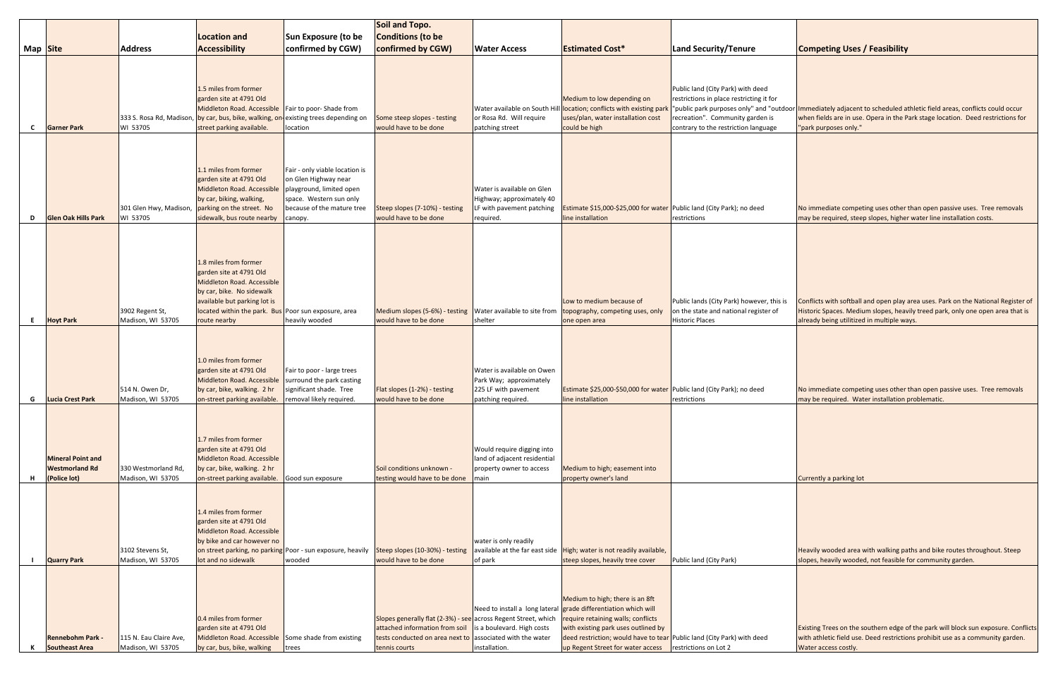| Map | Site | Address | Location and Accessibility | Sun Exposure (to be confirmed by CGW) | Soil and Topo. Conditions (to be confirmed by CGW) | Water Access | Estimated Cost* | Land Security/Tenure | Competing Uses / Feasibility |
|---|---|---|---|---|---|---|---|---|---|
| C | Garner Park | 333 S. Rosa Rd, Madison, WI 53705 | 1.5 miles from former garden site at 4791 Old Middleton Road. Accessible by car, bus, bike, walking, on-street parking available. | Fair to poor- Shade from existing trees depending on location | Some steep slopes - testing would have to be done | Water available on South Hill or Rosa Rd. Will require patching street | Medium to low depending on location; conflicts with existing park uses/plan, water installation cost could be high | Public land (City Park) with deed restrictions in place restricting it for "public park purposes only" and "outdoor recreation". Community garden is contrary to the restriction language | Immediately adjacent to scheduled athletic field areas, conflicts could occur when fields are in use. Opera in the Park stage location. Deed restrictions for "park purposes only." |
| D | Glen Oak Hills Park | 301 Glen Hwy, Madison, WI 53705 | 1.1 miles from former garden site at 4791 Old Middleton Road. Accessible by car, biking, walking, parking on the street. No sidewalk, bus route nearby | Fair - only viable location is on Glen Highway near playground, limited open space. Western sun only because of the mature tree canopy. | Steep slopes (7-10%) - testing would have to be done | Water is available on Glen Highway; approximately 40 LF with pavement patching required. | Estimate $15,000-$25,000 for water line installation | Public land (City Park); no deed restrictions | No immediate competing uses other than open passive uses. Tree removals may be required, steep slopes, higher water line installation costs. |
| E | Hoyt Park | 3902 Regent St, Madison, WI 53705 | 1.8 miles from former garden site at 4791 Old Middleton Road. Accessible by car, bike. No sidewalk available but parking lot is located within the park. Bus route nearby | Poor sun exposure, area heavily wooded | Medium slopes (5-6%) - testing would have to be done | Water available to site from shelter | Low to medium because of topography, competing uses, only one open area | Public lands (City Park) however, this is on the state and national register of Historic Places | Conflicts with softball and open play area uses. Park on the National Register of Historic Spaces. Medium slopes, heavily treed park, only one open area that is already being utilitized in multiple ways. |
| G | Lucia Crest Park | 514 N. Owen Dr, Madison, WI 53705 | 1.0 miles from former garden site at 4791 Old Middleton Road. Accessible by car, bike, walking. 2 hr on-street parking available. | Fair to poor - large trees surround the park casting significant shade. Tree removal likely required. | Flat slopes (1-2%) - testing would have to be done | Water is available on Owen Park Way; approximately 225 LF with pavement patching required. | Estimate $25,000-$50,000 for water line installation | Public land (City Park); no deed restrictions | No immediate competing uses other than open passive uses. Tree removals may be required. Water installation problematic. |
| H | Mineral Point and Westmorland Rd (Police lot) | 330 Westmorland Rd, Madison, WI 53705 | 1.7 miles from former garden site at 4791 Old Middleton Road. Accessible by car, bike, walking. 2 hr on-street parking available. | Good sun exposure | Soil conditions unknown - testing would have to be done | Would require digging into land of adjacent residential property owner to access main | Medium to high; easement into property owner's land | | Currently a parking lot |
| I | Quarry Park | 3102 Stevens St, Madison, WI 53705 | 1.4 miles from former garden site at 4791 Old Middleton Road. Accessible by bike and car however no on street parking, no parking lot and no sidewalk | Poor - sun exposure, heavily wooded | Steep slopes (10-30%) - testing would have to be done | water is only readily available at the far east side of park | High; water is not readily available, steep slopes, heavily tree cover | Public land (City Park) | Heavily wooded area with walking paths and bike routes throughout. Steep slopes, heavily wooded, not feasible for community garden. |
| K | Rennebohm Park - Southeast Area | 115 N. Eau Claire Ave, Madison, WI 53705 | 0.4 miles from former garden site at 4791 Old Middleton Road. Accessible by car, bus, bike, walking | Some shade from existing trees | Slopes generally flat (2-3%) - see attached information from soil tests conducted on area next to tennis courts | Need to install a long lateral across Regent Street, which is a boulevard. High costs associated with the water installation. | Medium to high; there is an 8ft grade differentiation which will require retaining walls; conflicts with existing park uses outlined by deed restriction; would have to tear up Regent Street for water access | Public land (City Park) with deed restrictions on Lot 2 | Existing Trees on the southern edge of the park will block sun exposure. Conflicts with athletic field use. Deed restrictions prohibit use as a community garden. Water access costly. |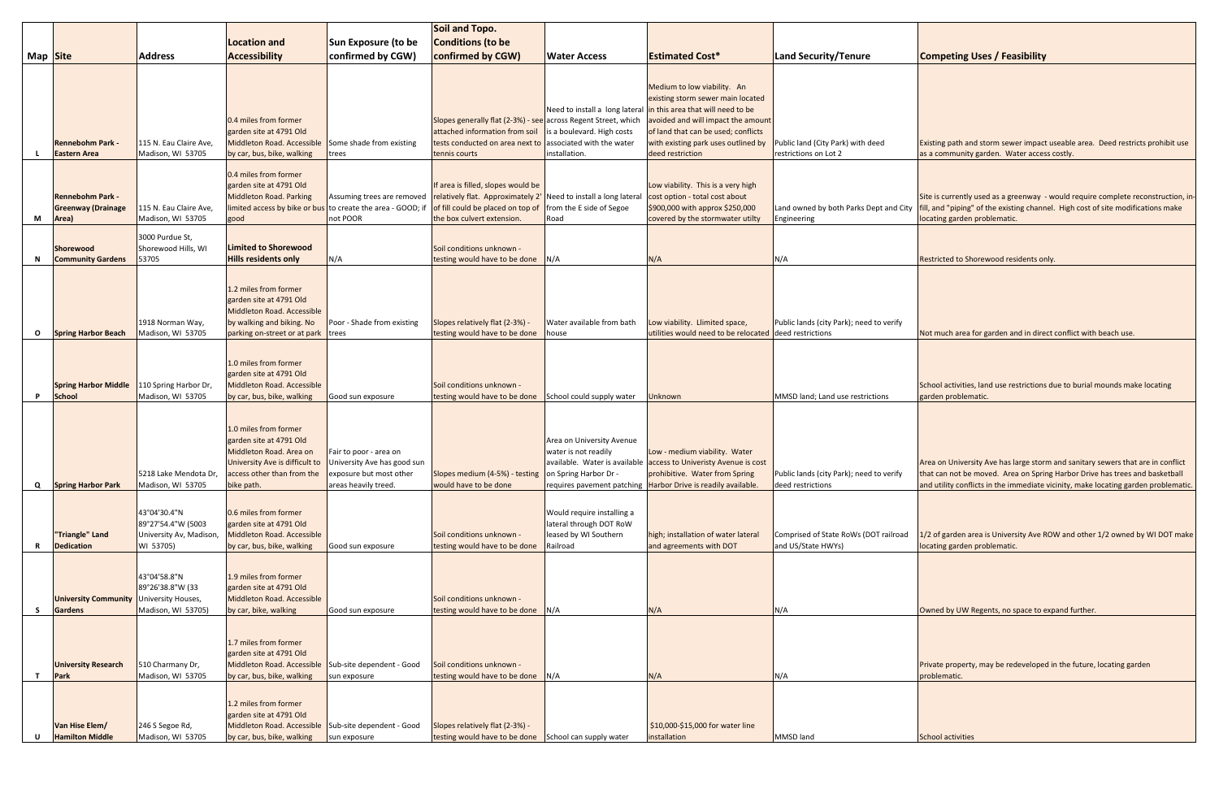| Map | Site | Address | Location and Accessibility | Sun Exposure (to be confirmed by CGW) | Soil and Topo. Conditions (to be confirmed by CGW) | Water Access | Estimated Cost* | Land Security/Tenure | Competing Uses / Feasibility |
|---|---|---|---|---|---|---|---|---|---|
| L | Rennebohm Park - Eastern Area | 115 N. Eau Claire Ave, Madison, WI 53705 | 0.4 miles from former garden site at 4791 Old Middleton Road. Accessible by car, bus, bike, walking | Some shade from existing trees | Slopes generally flat (2-3%) - see attached information from soil tests conducted on area next to tennis courts | Need to install a long lateral across Regent Street, which is a boulevard. High costs associated with the water installation. | Medium to low viability. An existing storm sewer main located in this area that will need to be avoided and will impact the amount of land that can be used; conflicts with existing park uses outlined by deed restriction | Public land (City Park) with deed restrictions on Lot 2 | Existing path and storm sewer impact useable area. Deed restricts prohibit use as a community garden. Water access costly. |
| M | Rennebohm Park - Greenway (Drainage Area) | 115 N. Eau Claire Ave, Madison, WI 53705 | 0.4 miles from former garden site at 4791 Old Middleton Road. Parking limited access by bike or bus good | Assuming trees are removed to create the area - GOOD; if not POOR | If area is filled, slopes would be relatively flat. Approximately 2' of fill could be placed on top of the box culvert extension. | Need to install a long lateral from the E side of Segoe Road | Low viability. This is a very high cost option - total cost about $900,000 with approx $250,000 covered by the stormwater utilty | Land owned by both Parks Dept and City Engineering | Site is currently used as a greenway - would require complete reconstruction, in-fill, and "piping" of the existing channel. High cost of site modifications make locating garden problematic. |
| N | Shorewood Community Gardens | 3000 Purdue St, Shorewood Hills, WI 53705 | **Limited to Shorewood Hills residents only** | N/A | Soil conditions unknown - testing would have to be done | N/A | N/A | N/A | Restricted to Shorewood residents only. |
| O | Spring Harbor Beach | 1918 Norman Way, Madison, WI 53705 | 1.2 miles from former garden site at 4791 Old Middleton Road. Accessible by walking and biking. No parking on-street or at park | Poor - Shade from existing trees | Slopes relatively flat (2-3%) - testing would have to be done | Water available from bath house | Low viability. Llimited space, utilities would need to be relocated | Public lands (city Park); need to verify deed restrictions | Not much area for garden and in direct conflict with beach use. |
| P | Spring Harbor Middle School | 110 Spring Harbor Dr, Madison, WI 53705 | 1.0 miles from former garden site at 4791 Old Middleton Road. Accessible by car, bus, bike, walking | Good sun exposure | Soil conditions unknown - testing would have to be done | School could supply water | Unknown | MMSD land; Land use restrictions | School activities, land use restrictions due to burial mounds make locating garden problematic. |
| Q | Spring Harbor Park | 5218 Lake Mendota Dr, Madison, WI 53705 | 1.0 miles from former garden site at 4791 Old Middleton Road. Area on University Ave is difficult to access other than from the bike path. | Fair to poor - area on University Ave has good sun exposure but most other areas heavily treed. | Slopes medium (4-5%) - testing would have to be done | Area on University Avenue water is not readily available. Water is available on Spring Harbor Dr - requires pavement patching | Low - medium viability. Water access to Univeristy Avenue is cost prohibitive. Water from Spring Harbor Drive is readily available. | Public lands (city Park); need to verify deed restrictions | Area on University Ave has large storm and sanitary sewers that are in conflict that can not be moved. Area on Spring Harbor Drive has trees and basketball and utility conflicts in the immediate vicinity, make locating garden problematic. |
| R | "Triangle" Land Dedication | 43°04'30.4"N 89°27'54.4"W (5003 University Av, Madison, WI 53705) | 0.6 miles from former garden site at 4791 Old Middleton Road. Accessible by car, bus, bike, walking | Good sun exposure | Soil conditions unknown - testing would have to be done | Would require installing a lateral through DOT RoW leased by WI Southern Railroad | high; installation of water lateral and agreements with DOT | Comprised of State RoWs (DOT railroad and US/State HWYs) | 1/2 of garden area is University Ave ROW and other 1/2 owned by WI DOT make locating garden problematic. |
| S | University Community Gardens | 43°04'58.8"N 89°26'38.8"W (33 University Houses, Madison, WI 53705) | 1.9 miles from former garden site at 4791 Old Middleton Road. Accessible by car, bike, walking | Good sun exposure | Soil conditions unknown - testing would have to be done | N/A | N/A | N/A | Owned by UW Regents, no space to expand further. |
| T | University Research Park | 510 Charmany Dr, Madison, WI 53705 | 1.7 miles from former garden site at 4791 Old Middleton Road. Accessible by car, bus, bike, walking | Sub-site dependent - Good sun exposure | Soil conditions unknown - testing would have to be done | N/A | N/A | N/A | Private property, may be redeveloped in the future, locating garden problematic. |
| U | Van Hise Elem/ Hamilton Middle | 246 S Segoe Rd, Madison, WI 53705 | 1.2 miles from former garden site at 4791 Old Middleton Road. Accessible by car, bus, bike, walking | Sub-site dependent - Good sun exposure | Slopes relatively flat (2-3%) - testing would have to be done | School can supply water | $10,000-$15,000 for water line installation | MMSD land | School activities |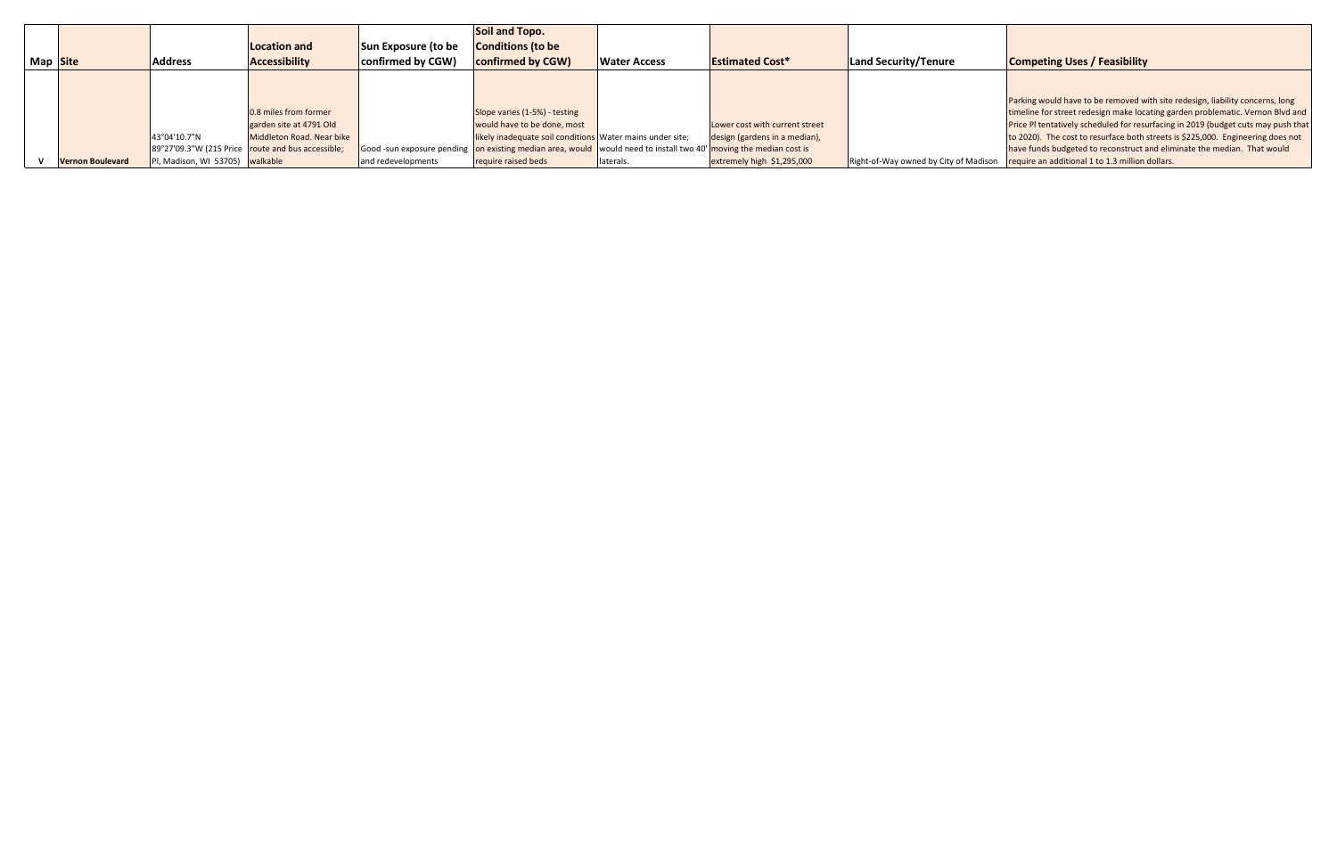| Map | Site | Address | Location and Accessibility | Sun Exposure (to be confirmed by CGW) | Soil and Topo. Conditions (to be confirmed by CGW) | Water Access | Estimated Cost* | Land Security/Tenure | Competing Uses / Feasibility |
|---|---|---|---|---|---|---|---|---|---|
| V | **Vernon Boulevard** | 43°04'10.7"N 89°27'09.3"W (215 Price Pl, Madison, WI 53705) | 0.8 miles from former garden site at 4791 Old Middleton Road. Near bike route and bus accessible; walkable | Good -sun exposure pending and redevelopments | Slope varies (1-5%) - testing would have to be done, most likely inadequate soil conditions on existing median area, would require raised beds | Water mains under site; would need to install two 40' laterals. | Lower cost with current street design (gardens in a median), moving the median cost is extremely high $1,295,000 | Right-of-Way owned by City of Madison | Parking would have to be removed with site redesign, liability concerns, long timeline for street redesign make locating garden problematic. Vernon Blvd and Price Pl tentatively scheduled for resurfacing in 2019 (budget cuts may push that to 2020). The cost to resurface both streets is $225,000. Engineering does not have funds budgeted to reconstruct and eliminate the median. That would require an additional 1 to 1.3 million dollars. |